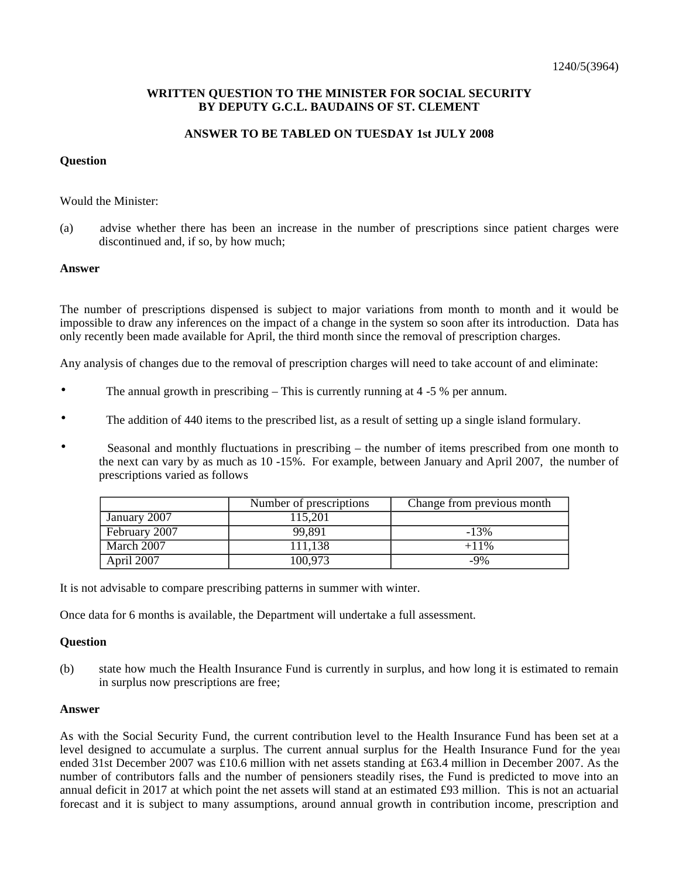1240/5(3964)

**WRITTEN QUESTION TO THE MINISTER FOR SOCIAL SECURITY BY DEPUTY G.C.L. BAUDAINS OF ST. CLEMENT**

**ANSWER TO BE TABLED ON TUESDAY 1st JULY 2008**

**Question**

Would the Minister:

(a) advise whether there has been an increase in the number of prescriptions since patient charges were discontinued and, if so, by how much;

**Answer**

The number of prescriptions dispensed is subject to major variations from month to month and it would be impossible to draw any inferences on the impact of a change in the system so soon after its introduction. Data has only recently been made available for April, the third month since the removal of prescription charges.

Any analysis of changes due to the removal of prescription charges will need to take account of and eliminate:

- The annual growth in prescribing – This is currently running at 4 -5 % per annum.
- The addition of 440 items to the prescribed list, as a result of setting up a single island formulary.
- Seasonal and monthly fluctuations in prescribing – the number of items prescribed from one month to the next can vary by as much as 10 -15%. For example, between January and April 2007, the number of prescriptions varied as follows

| | Number of prescriptions | Change from previous month |
|---|---|---|
| January 2007 | 115,201 | |
| February 2007 | 99,891 | -13% |
| March 2007 | 111,138 | +11% |
| April 2007 | 100,973 | -9% |

It is not advisable to compare prescribing patterns in summer with winter.

Once data for 6 months is available, the Department will undertake a full assessment.

**Question**

(b) state how much the Health Insurance Fund is currently in surplus, and how long it is estimated to remain in surplus now prescriptions are free;

**Answer**

As with the Social Security Fund, the current contribution level to the Health Insurance Fund has been set at a level designed to accumulate a surplus. The current annual surplus for the Health Insurance Fund for the year ended 31st December 2007 was £10.6 million with net assets standing at £63.4 million in December 2007. As the number of contributors falls and the number of pensioners steadily rises, the Fund is predicted to move into an annual deficit in 2017 at which point the net assets will stand at an estimated £93 million. This is not an actuarial forecast and it is subject to many assumptions, around annual growth in contribution income, prescription and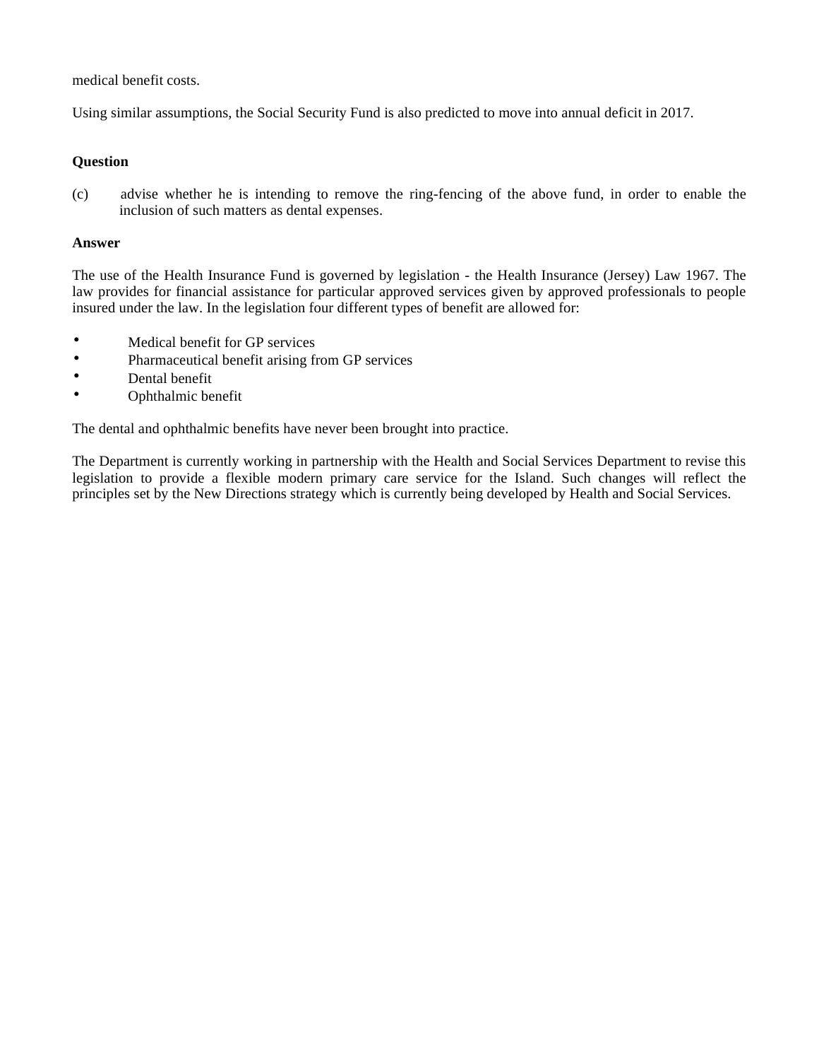medical benefit costs.

Using similar assumptions, the Social Security Fund is also predicted to move into annual deficit in 2017.

**Question**

(c) advise whether he is intending to remove the ring-fencing of the above fund, in order to enable the inclusion of such matters as dental expenses.

**Answer**

The use of the Health Insurance Fund is governed by legislation - the Health Insurance (Jersey) Law 1967. The law provides for financial assistance for particular approved services given by approved professionals to people insured under the law. In the legislation four different types of benefit are allowed for:

- Medical benefit for GP services
- Pharmaceutical benefit arising from GP services
- Dental benefit
- Ophthalmic benefit

The dental and ophthalmic benefits have never been brought into practice.

The Department is currently working in partnership with the Health and Social Services Department to revise this legislation to provide a flexible modern primary care service for the Island. Such changes will reflect the principles set by the New Directions strategy which is currently being developed by Health and Social Services.